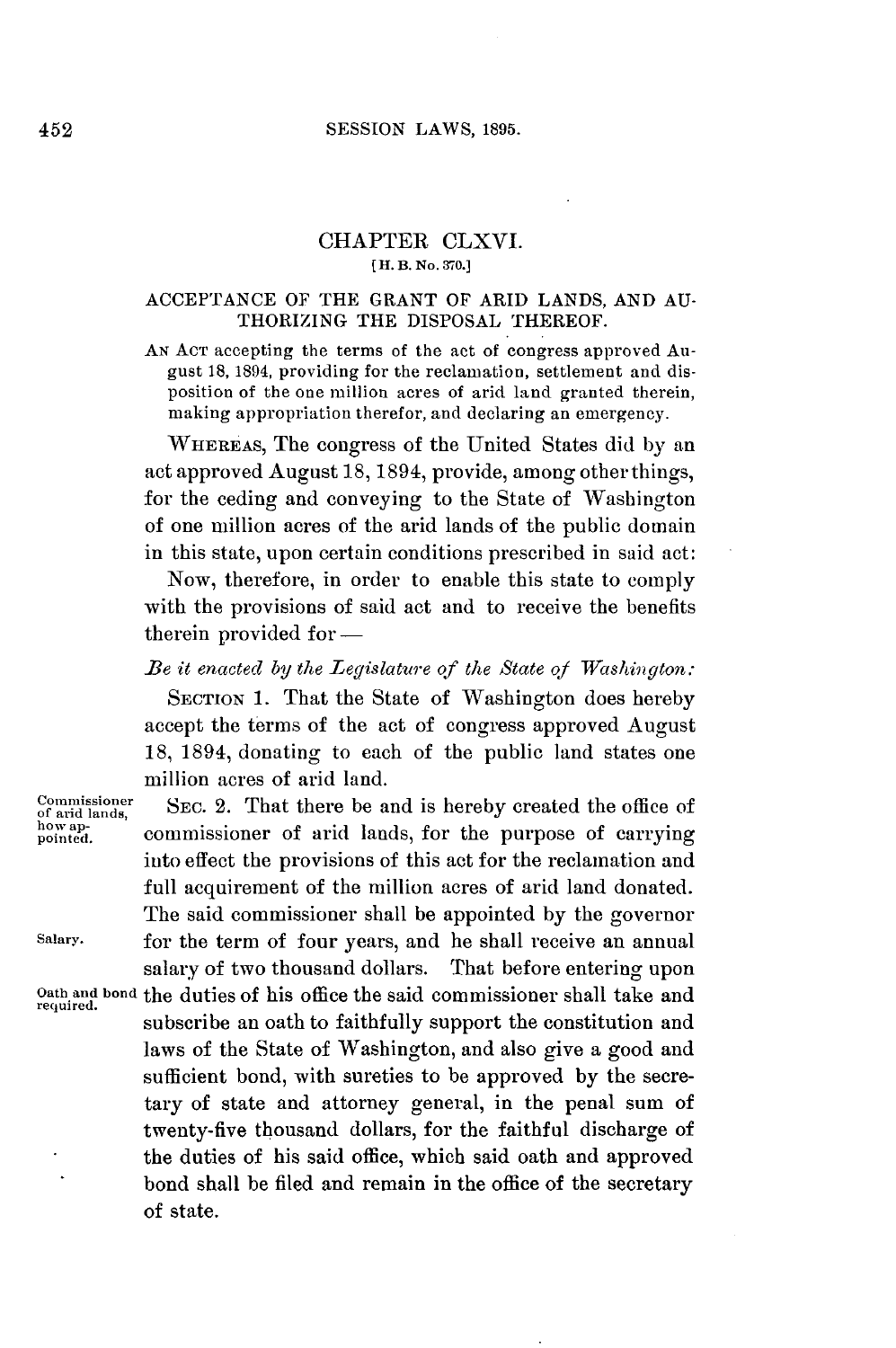# CHAPTER CLXVI.

[H. B. No. 370.]

## ACCEPTANCE OF THE GRANT OF ARID LANDS, AND AUTHORIZING THE DISPOSAL THEREOF.

AN ACT accepting the terms of the act of congress approved August 18, 1894, providing for the reclamation, settlement and disposition of the one million acres of arid land granted therein, making appropriation therefor, and declaring an emergency.

WHEREAS, The congress of the United States did by an act approved August 18, 1894, provide, among other things, for the ceding and conveying to the State of Washington of one million acres of the arid lands of the public domain in this state, upon certain conditions prescribed in said act:

Now, therefore, in order to enable this state to comply with the provisions of said act and to receive the benefits therein provided for—

*Be it enacted by the Legislature of the State of Washington:*

SECTION 1. That the State of Washington does hereby accept the terms of the act of congress approved August 18, 1894, donating to each of the public land states one million acres of arid land.

*Commissioner of arid lands, how appointed.*

SEC. 2. That there be and is hereby created the office of commissioner of arid lands, for the purpose of carrying into effect the provisions of this act for the reclamation and full acquirement of the million acres of arid land donated. The said commissioner shall be appointed by the governor for the term of four years, and he shall receive an annual salary of two thousand dollars. That before entering upon the duties of his office the said commissioner shall take and subscribe an oath to faithfully support the constitution and laws of the State of Washington, and also give a good and sufficient bond, with sureties to be approved by the secretary of state and attorney general, in the penal sum of twenty-five thousand dollars, for the faithful discharge of the duties of his said office, which said oath and approved bond shall be filed and remain in the office of the secretary of state.

*Salary.*

*Oath and bond required.*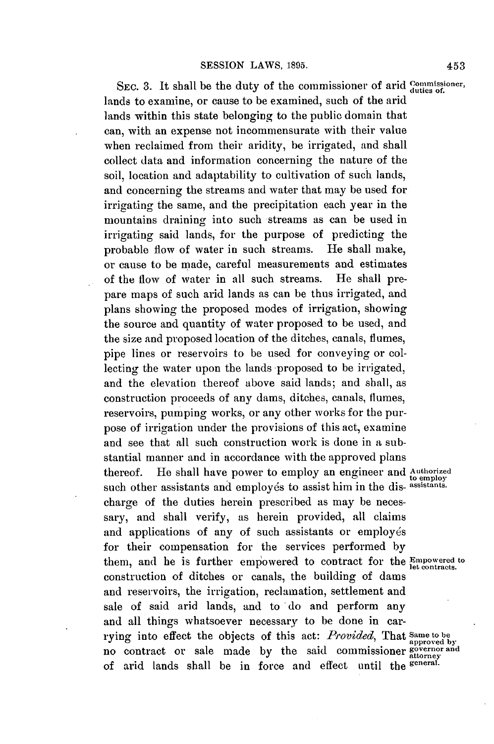SEC. 3. It shall be the duty of the commissioner of arid lands to examine, or cause to be examined, such of the arid lands within this state belonging to the public domain that can, with an expense not incommensurate with their value when reclaimed from their aridity, be irrigated, and shall collect data and information concerning the nature of the soil, location and adaptability to cultivation of such lands, and concerning the streams and water that may be used for irrigating the same, and the precipitation each year in the mountains draining into such streams as can be used in irrigating said lands, for the purpose of predicting the probable flow of water in such streams. He shall make, or cause to be made, careful measurements and estimates of the flow of water in all such streams. He shall prepare maps of such arid lands as can be thus irrigated, and plans showing the proposed modes of irrigation, showing the source and quantity of water proposed to be used, and the size and proposed location of the ditches, canals, flumes, pipe lines or reservoirs to be used for conveying or collecting the water upon the lands proposed to be irrigated, and the elevation thereof above said lands; and shall, as construction proceeds of any dams, ditches, canals, flumes, reservoirs, pumping works, or any other works for the purpose of irrigation under the provisions of this act, examine and see that all such construction work is done in a substantial manner and in accordance with the approved plans thereof. He shall have power to employ an engineer and such other assistants and employés to assist him in the discharge of the duties herein prescribed as may be necessary, and shall verify, as herein provided, all claims and applications of any of such assistants or employés for their compensation for the services performed by them, and he is further empowered to contract for the construction of ditches or canals, the building of dams and reservoirs, the irrigation, reclamation, settlement and sale of said arid lands, and to do and perform any and all things whatsoever necessary to be done in carrying into effect the objects of this act: *Provided*, That no contract or sale made by the said commissioner of arid lands shall be in force and effect until the

*Commissioner, duties of.*

*Authorized to employ assistants.*

*Empowered to let contracts.*

*Same to be approved by governor and attorney general.*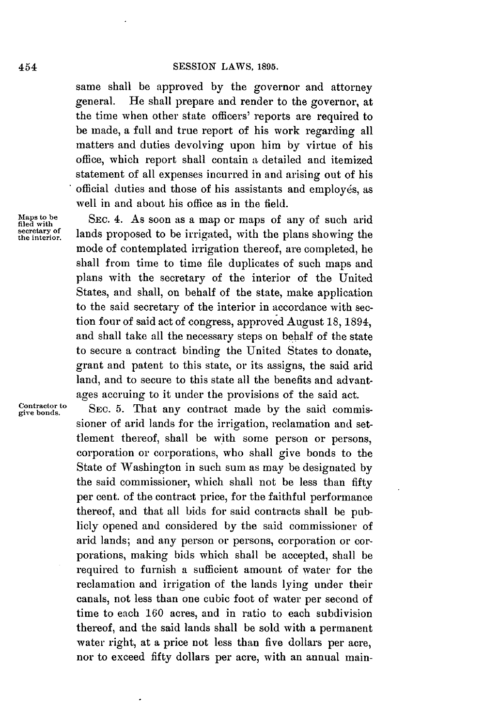same shall be approved by the governor and attorney general. He shall prepare and render to the governor, at the time when other state officers' reports are required to be made, a full and true report of his work regarding all matters and duties devolving upon him by virtue of his office, which report shall contain a detailed and itemized statement of all expenses incurred in and arising out of his official duties and those of his assistants and employés, as well in and about his office as in the field.

Maps to be filed with secretary of the interior.

SEC. 4. As soon as a map or maps of any of such arid lands proposed to be irrigated, with the plans showing the mode of contemplated irrigation thereof, are completed, he shall from time to time file duplicates of such maps and plans with the secretary of the interior of the United States, and shall, on behalf of the state, make application to the said secretary of the interior in accordance with section four of said act of congress, approved August 18, 1894, and shall take all the necessary steps on behalf of the state to secure a contract binding the United States to donate, grant and patent to this state, or its assigns, the said arid land, and to secure to this state all the benefits and advantages accruing to it under the provisions of the said act.

Contractor to give bonds.

SEC. 5. That any contract made by the said commissioner of arid lands for the irrigation, reclamation and settlement thereof, shall be with some person or persons, corporation or corporations, who shall give bonds to the State of Washington in such sum as may be designated by the said commissioner, which shall not be less than fifty per cent. of the contract price, for the faithful performance thereof, and that all bids for said contracts shall be publicly opened and considered by the said commissioner of arid lands; and any person or persons, corporation or corporations, making bids which shall be accepted, shall be required to furnish a sufficient amount of water for the reclamation and irrigation of the lands lying under their canals, not less than one cubic foot of water per second of time to each 160 acres, and in ratio to each subdivision thereof, and the said lands shall be sold with a permanent water right, at a price not less than five dollars per acre, nor to exceed fifty dollars per acre, with an annual main-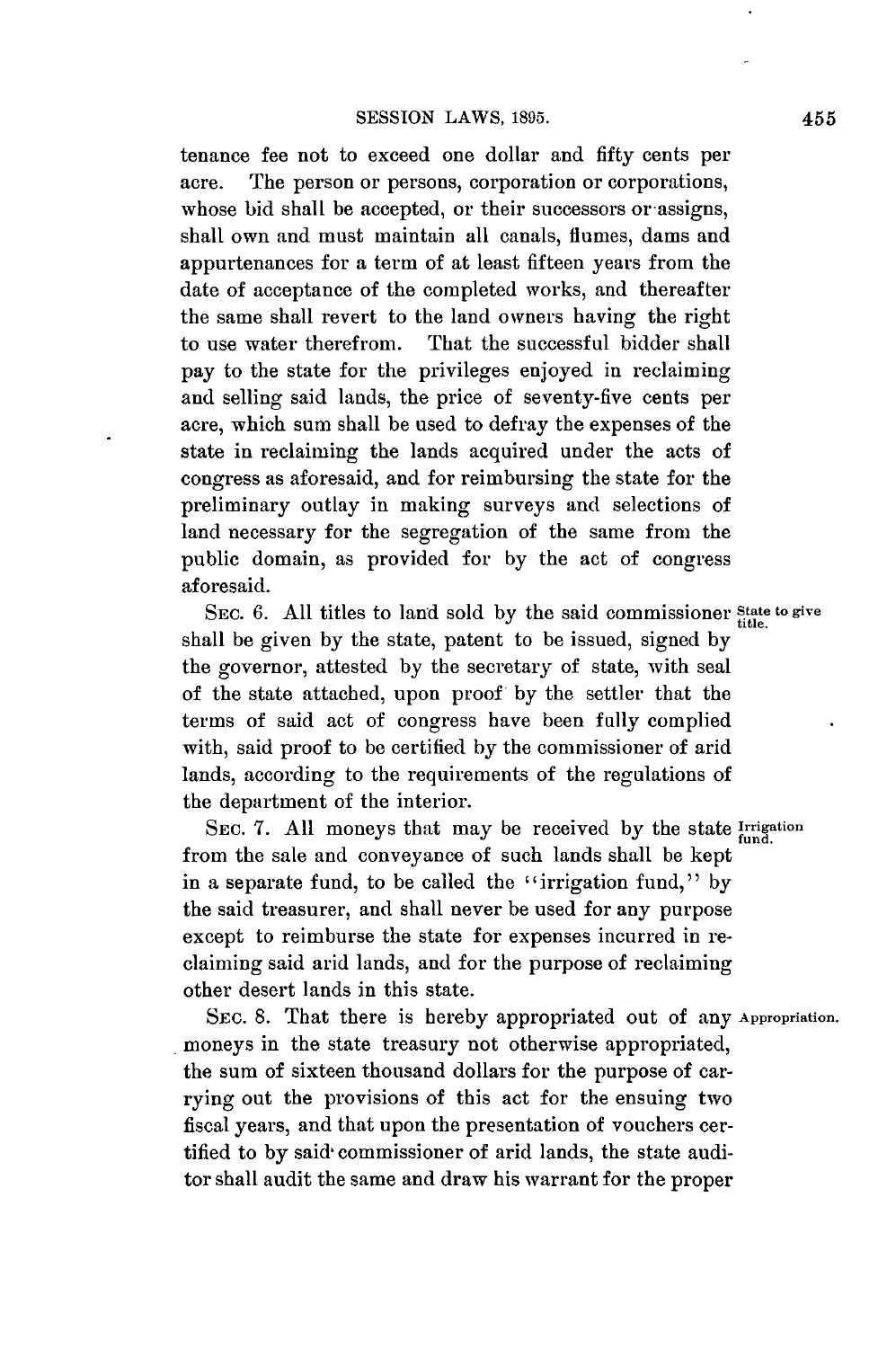tenance fee not to exceed one dollar and fifty cents per acre. The person or persons, corporation or corporations, whose bid shall be accepted, or their successors or assigns, shall own and must maintain all canals, flumes, dams and appurtenances for a term of at least fifteen years from the date of acceptance of the completed works, and thereafter the same shall revert to the land owners having the right to use water therefrom. That the successful bidder shall pay to the state for the privileges enjoyed in reclaiming and selling said lands, the price of seventy-five cents per acre, which sum shall be used to defray the expenses of the state in reclaiming the lands acquired under the acts of congress as aforesaid, and for reimbursing the state for the preliminary outlay in making surveys and selections of land necessary for the segregation of the same from the public domain, as provided for by the act of congress aforesaid.

State to give title.

SEC. 6. All titles to land sold by the said commissioner shall be given by the state, patent to be issued, signed by the governor, attested by the secretary of state, with seal of the state attached, upon proof by the settler that the terms of said act of congress have been fully complied with, said proof to be certified by the commissioner of arid lands, according to the requirements of the regulations of the department of the interior.

Irrigation fund.

SEC. 7. All moneys that may be received by the state from the sale and conveyance of such lands shall be kept in a separate fund, to be called the "irrigation fund," by the said treasurer, and shall never be used for any purpose except to reimburse the state for expenses incurred in reclaiming said arid lands, and for the purpose of reclaiming other desert lands in this state.

Appropriation.

SEC. 8. That there is hereby appropriated out of any moneys in the state treasury not otherwise appropriated, the sum of sixteen thousand dollars for the purpose of carrying out the provisions of this act for the ensuing two fiscal years, and that upon the presentation of vouchers certified to by said commissioner of arid lands, the state auditor shall audit the same and draw his warrant for the proper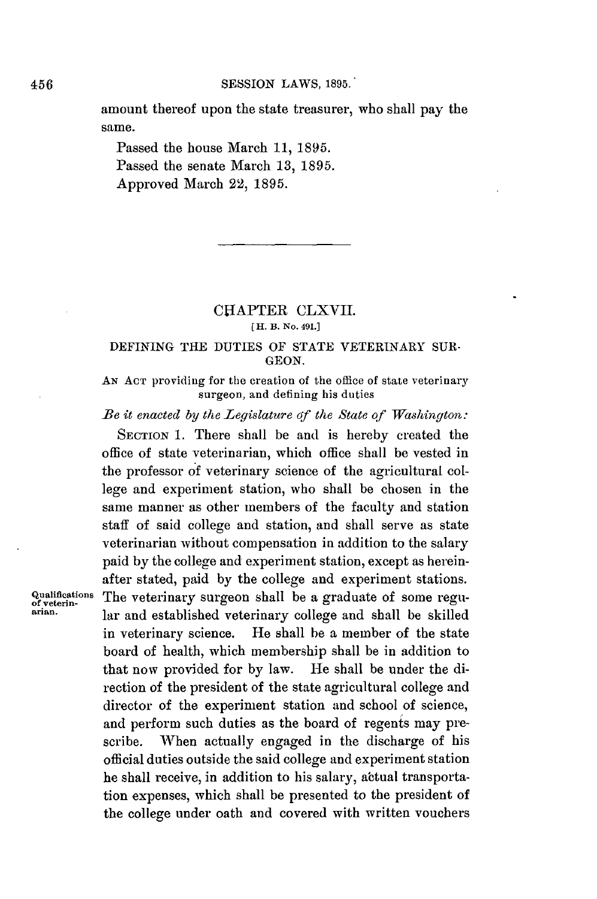amount thereof upon the state treasurer, who shall pay the same.

Passed the house March 11, 1895.
Passed the senate March 13, 1895.
Approved March 22, 1895.

---

## CHAPTER CLXVII.

[H. B. No. 491.]

### DEFINING THE DUTIES OF STATE VETERINARY SURGEON.

AN ACT providing for the creation of the office of state veterinary surgeon, and defining his duties

*Be it enacted by the Legislature of the State of Washington:*

SECTION 1. There shall be and is hereby created the office of state veterinarian, which office shall be vested in the professor of veterinary science of the agricultural college and experiment station, who shall be chosen in the same manner as other members of the faculty and station staff of said college and station, and shall serve as state veterinarian without compensation in addition to the salary paid by the college and experiment station, except as hereinafter stated, paid by the college and experiment stations. The veterinary surgeon shall be a graduate of some regular and established veterinary college and shall be skilled in veterinary science. He shall be a member of the state board of health, which membership shall be in addition to that now provided for by law. He shall be under the direction of the president of the state agricultural college and director of the experiment station and school of science, and perform such duties as the board of regents may prescribe. When actually engaged in the discharge of his official duties outside the said college and experiment station he shall receive, in addition to his salary, actual transportation expenses, which shall be presented to the president of the college under oath and covered with written vouchers

Qualifications of veterinarian.